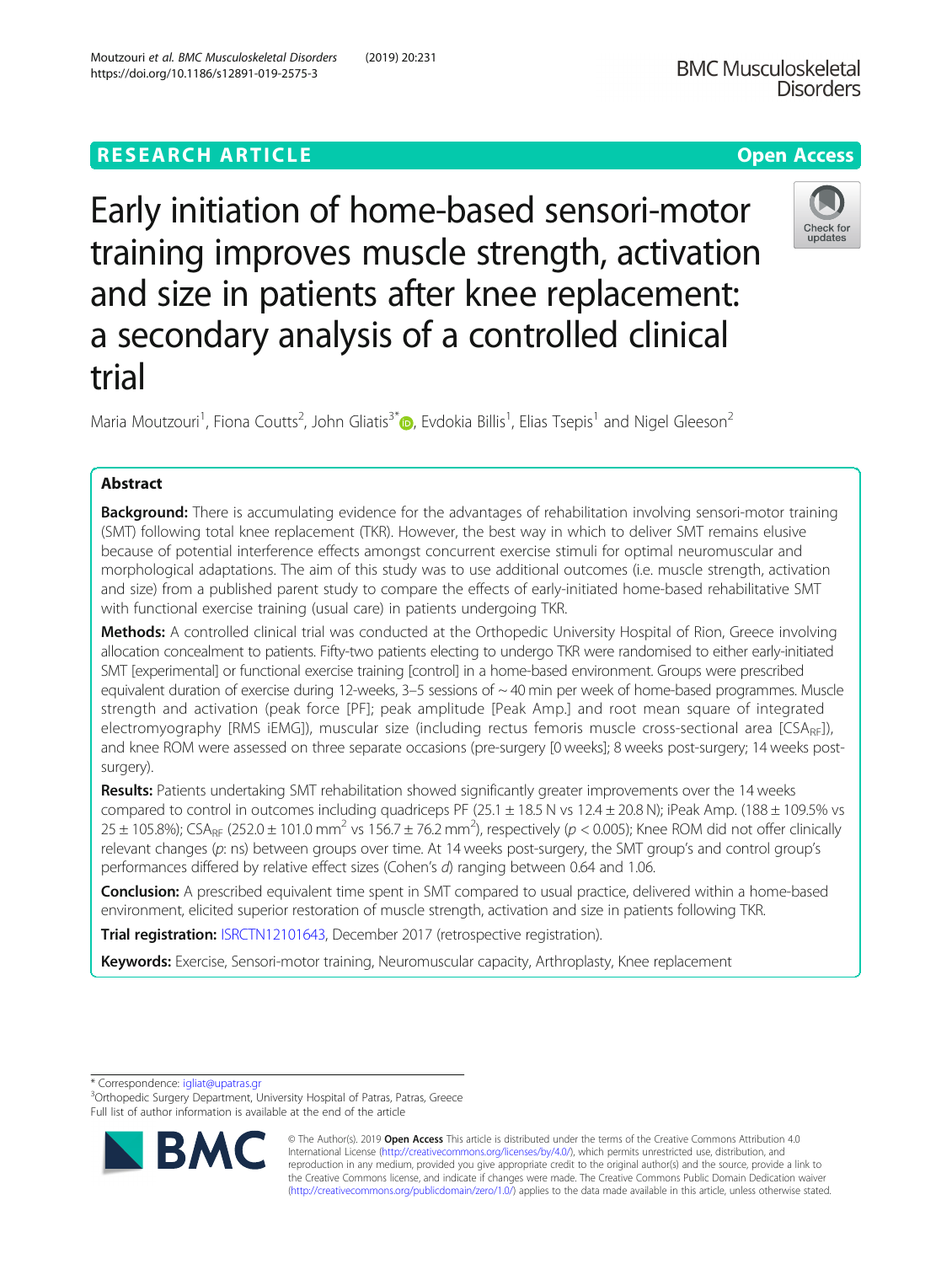RESEARCH ARTICLE

Open Access

# Early initiation of home-based sensori-motor training improves muscle strength, activation and size in patients after knee replacement: a secondary analysis of a controlled clinical trial

Maria Moutzouri[1], Fiona Coutts[2], John Gliatis[3*], Evdokia Billis[1], Elias Tsepis[1] and Nigel Gleeson[2]

## Abstract

**Background:** There is accumulating evidence for the advantages of rehabilitation involving sensori-motor training (SMT) following total knee replacement (TKR). However, the best way in which to deliver SMT remains elusive because of potential interference effects amongst concurrent exercise stimuli for optimal neuromuscular and morphological adaptations. The aim of this study was to use additional outcomes (i.e. muscle strength, activation and size) from a published parent study to compare the effects of early-initiated home-based rehabilitative SMT with functional exercise training (usual care) in patients undergoing TKR.

**Methods:** A controlled clinical trial was conducted at the Orthopedic University Hospital of Rion, Greece involving allocation concealment to patients. Fifty-two patients electing to undergo TKR were randomised to either early-initiated SMT [experimental] or functional exercise training [control] in a home-based environment. Groups were prescribed equivalent duration of exercise during 12-weeks, 3–5 sessions of ~ 40 min per week of home-based programmes. Muscle strength and activation (peak force [PF]; peak amplitude [Peak Amp.] and root mean square of integrated electromyography [RMS iEMG]), muscular size (including rectus femoris muscle cross-sectional area [$CSA_{RF}$]), and knee ROM were assessed on three separate occasions (pre-surgery [0 weeks]; 8 weeks post-surgery; 14 weeks post-surgery).

**Results:** Patients undertaking SMT rehabilitation showed significantly greater improvements over the 14 weeks compared to control in outcomes including quadriceps PF (25.1 ± 18.5 N vs 12.4 ± 20.8 N); iPeak Amp. (188 ± 109.5% vs 25 ± 105.8%); $CSA_{RF}$ (252.0 ± 101.0 $mm^2$ vs 156.7 ± 76.2 $mm^2$), respectively ($p < 0.005$); Knee ROM did not offer clinically relevant changes ($p$: ns) between groups over time. At 14 weeks post-surgery, the SMT group's and control group's performances differed by relative effect sizes (Cohen's $d$) ranging between 0.64 and 1.06.

**Conclusion:** A prescribed equivalent time spent in SMT compared to usual practice, delivered within a home-based environment, elicited superior restoration of muscle strength, activation and size in patients following TKR.

**Trial registration:** ISRCTN12101643, December 2017 (retrospective registration).

**Keywords:** Exercise, Sensori-motor training, Neuromuscular capacity, Arthroplasty, Knee replacement

* Correspondence: igliat@upatras.gr
[3]Orthopedic Surgery Department, University Hospital of Patras, Patras, Greece
Full list of author information is available at the end of the article

© The Author(s). 2019 **Open Access** This article is distributed under the terms of the Creative Commons Attribution 4.0 International License (http://creativecommons.org/licenses/by/4.0/), which permits unrestricted use, distribution, and reproduction in any medium, provided you give appropriate credit to the original author(s) and the source, provide a link to the Creative Commons license, and indicate if changes were made. The Creative Commons Public Domain Dedication waiver (http://creativecommons.org/publicdomain/zero/1.0/) applies to the data made available in this article, unless otherwise stated.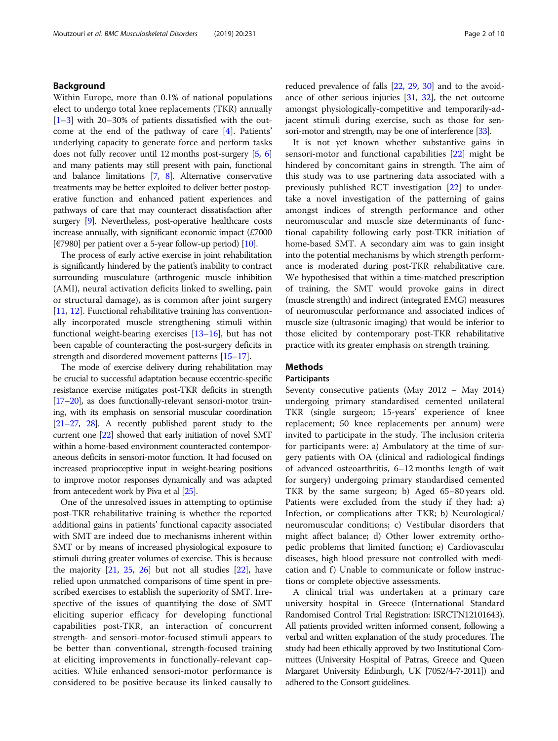## Background

Within Europe, more than 0.1% of national populations elect to undergo total knee replacements (TKR) annually [1–3] with 20–30% of patients dissatisfied with the outcome at the end of the pathway of care [4]. Patients' underlying capacity to generate force and perform tasks does not fully recover until 12 months post-surgery [5, 6] and many patients may still present with pain, functional and balance limitations [7, 8]. Alternative conservative treatments may be better exploited to deliver better postoperative function and enhanced patient experiences and pathways of care that may counteract dissatisfaction after surgery [9]. Nevertheless, post-operative healthcare costs increase annually, with significant economic impact (£7000 [€7980] per patient over a 5-year follow-up period) [10].

The process of early active exercise in joint rehabilitation is significantly hindered by the patient's inability to contract surrounding musculature (arthrogenic muscle inhibition (AMI), neural activation deficits linked to swelling, pain or structural damage), as is common after joint surgery [11, 12]. Functional rehabilitative training has conventionally incorporated muscle strengthening stimuli within functional weight-bearing exercises [13–16], but has not been capable of counteracting the post-surgery deficits in strength and disordered movement patterns [15–17].

The mode of exercise delivery during rehabilitation may be crucial to successful adaptation because eccentric-specific resistance exercise mitigates post-TKR deficits in strength [17–20], as does functionally-relevant sensori-motor training, with its emphasis on sensorial muscular coordination [21–27, 28]. A recently published parent study to the current one [22] showed that early initiation of novel SMT within a home-based environment counteracted contemporaneous deficits in sensori-motor function. It had focused on increased proprioceptive input in weight-bearing positions to improve motor responses dynamically and was adapted from antecedent work by Piva et al [25].

One of the unresolved issues in attempting to optimise post-TKR rehabilitative training is whether the reported additional gains in patients' functional capacity associated with SMT are indeed due to mechanisms inherent within SMT or by means of increased physiological exposure to stimuli during greater volumes of exercise. This is because the majority [21, 25, 26] but not all studies [22], have relied upon unmatched comparisons of time spent in prescribed exercises to establish the superiority of SMT. Irrespective of the issues of quantifying the dose of SMT eliciting superior efficacy for developing functional capabilities post-TKR, an interaction of concurrent strength- and sensori-motor-focused stimuli appears to be better than conventional, strength-focused training at eliciting improvements in functionally-relevant capacities. While enhanced sensori-motor performance is considered to be positive because its linked causally to reduced prevalence of falls [22, 29, 30] and to the avoidance of other serious injuries [31, 32], the net outcome amongst physiologically-competitive and temporarily-adjacent stimuli during exercise, such as those for sensori-motor and strength, may be one of interference [33].

It is not yet known whether substantive gains in sensori-motor and functional capabilities [22] might be hindered by concomitant gains in strength. The aim of this study was to use partnering data associated with a previously published RCT investigation [22] to undertake a novel investigation of the patterning of gains amongst indices of strength performance and other neuromuscular and muscle size determinants of functional capability following early post-TKR initiation of home-based SMT. A secondary aim was to gain insight into the potential mechanisms by which strength performance is moderated during post-TKR rehabilitative care. We hypothesised that within a time-matched prescription of training, the SMT would provoke gains in direct (muscle strength) and indirect (integrated EMG) measures of neuromuscular performance and associated indices of muscle size (ultrasonic imaging) that would be inferior to those elicited by contemporary post-TKR rehabilitative practice with its greater emphasis on strength training.

## Methods

### Participants

Seventy consecutive patients (May 2012 – May 2014) undergoing primary standardised cemented unilateral TKR (single surgeon; 15-years' experience of knee replacement; 50 knee replacements per annum) were invited to participate in the study. The inclusion criteria for participants were: a) Ambulatory at the time of surgery patients with OA (clinical and radiological findings of advanced osteoarthritis, 6–12 months length of wait for surgery) undergoing primary standardised cemented TKR by the same surgeon; b) Aged 65–80 years old. Patients were excluded from the study if they had: a) Infection, or complications after TKR; b) Neurological/neuromuscular conditions; c) Vestibular disorders that might affect balance; d) Other lower extremity orthopedic problems that limited function; e) Cardiovascular diseases, high blood pressure not controlled with medication and f) Unable to communicate or follow instructions or complete objective assessments.

A clinical trial was undertaken at a primary care university hospital in Greece (International Standard Randomised Control Trial Registration: ISRCTN12101643). All patients provided written informed consent, following a verbal and written explanation of the study procedures. The study had been ethically approved by two Institutional Committees (University Hospital of Patras, Greece and Queen Margaret University Edinburgh, UK [7052/4-7-2011]) and adhered to the Consort guidelines.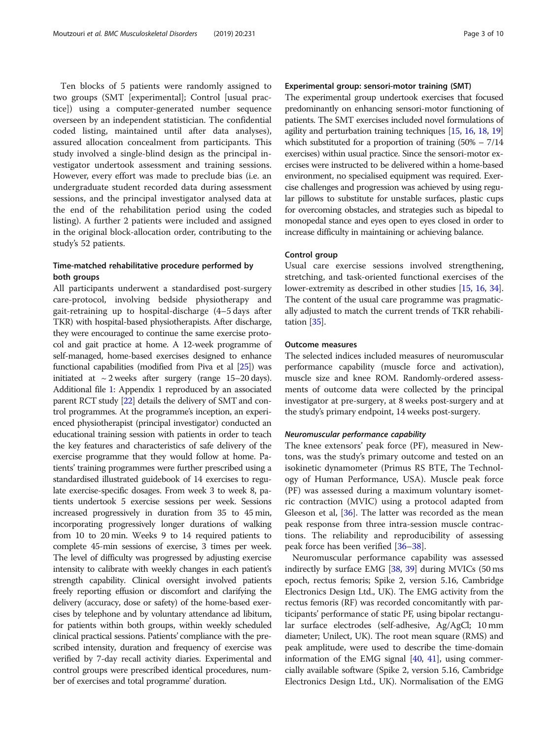Ten blocks of 5 patients were randomly assigned to two groups (SMT [experimental]; Control [usual practice]) using a computer-generated number sequence overseen by an independent statistician. The confidential coded listing, maintained until after data analyses), assured allocation concealment from participants. This study involved a single-blind design as the principal investigator undertook assessment and training sessions. However, every effort was made to preclude bias (i.e. an undergraduate student recorded data during assessment sessions, and the principal investigator analysed data at the end of the rehabilitation period using the coded listing). A further 2 patients were included and assigned in the original block-allocation order, contributing to the study's 52 patients.

### Time-matched rehabilitative procedure performed by both groups

All participants underwent a standardised post-surgery care-protocol, involving bedside physiotherapy and gait-retraining up to hospital-discharge (4–5 days after TKR) with hospital-based physiotherapists. After discharge, they were encouraged to continue the same exercise protocol and gait practice at home. A 12-week programme of self-managed, home-based exercises designed to enhance functional capabilities (modified from Piva et al [25]) was initiated at ~2 weeks after surgery (range 15–20 days). Additional file 1: Appendix 1 reproduced by an associated parent RCT study [22] details the delivery of SMT and control programmes. At the programme's inception, an experienced physiotherapist (principal investigator) conducted an educational training session with patients in order to teach the key features and characteristics of safe delivery of the exercise programme that they would follow at home. Patients' training programmes were further prescribed using a standardised illustrated guidebook of 14 exercises to regulate exercise-specific dosages. From week 3 to week 8, patients undertook 5 exercise sessions per week. Sessions increased progressively in duration from 35 to 45 min, incorporating progressively longer durations of walking from 10 to 20 min. Weeks 9 to 14 required patients to complete 45-min sessions of exercise, 3 times per week. The level of difficulty was progressed by adjusting exercise intensity to calibrate with weekly changes in each patient's strength capability. Clinical oversight involved patients freely reporting effusion or discomfort and clarifying the delivery (accuracy, dose or safety) of the home-based exercises by telephone and by voluntary attendance ad libitum, for patients within both groups, within weekly scheduled clinical practical sessions. Patients' compliance with the prescribed intensity, duration and frequency of exercise was verified by 7-day recall activity diaries. Experimental and control groups were prescribed identical procedures, number of exercises and total programme' duration.

### Experimental group: sensori-motor training (SMT)

The experimental group undertook exercises that focused predominantly on enhancing sensori-motor functioning of patients. The SMT exercises included novel formulations of agility and perturbation training techniques [15, 16, 18, 19] which substituted for a proportion of training (50% – 7/14 exercises) within usual practice. Since the sensori-motor exercises were instructed to be delivered within a home-based environment, no specialised equipment was required. Exercise challenges and progression was achieved by using regular pillows to substitute for unstable surfaces, plastic cups for overcoming obstacles, and strategies such as bipedal to monopedal stance and eyes open to eyes closed in order to increase difficulty in maintaining or achieving balance.

### Control group

Usual care exercise sessions involved strengthening, stretching, and task-oriented functional exercises of the lower-extremity as described in other studies [15, 16, 34]. The content of the usual care programme was pragmatically adjusted to match the current trends of TKR rehabilitation [35].

### Outcome measures

The selected indices included measures of neuromuscular performance capability (muscle force and activation), muscle size and knee ROM. Randomly-ordered assessments of outcome data were collected by the principal investigator at pre-surgery, at 8 weeks post-surgery and at the study's primary endpoint, 14 weeks post-surgery.

#### *Neuromuscular performance capability*

The knee extensors' peak force (PF), measured in Newtons, was the study's primary outcome and tested on an isokinetic dynamometer (Primus RS BTE, The Technology of Human Performance, USA). Muscle peak force (PF) was assessed during a maximum voluntary isometric contraction (MVIC) using a protocol adapted from Gleeson et al, [36]. The latter was recorded as the mean peak response from three intra-session muscle contractions. The reliability and reproducibility of assessing peak force has been verified [36–38].

Neuromuscular performance capability was assessed indirectly by surface EMG [38, 39] during MVICs (50 ms epoch, rectus femoris; Spike 2, version 5.16, Cambridge Electronics Design Ltd., UK). The EMG activity from the rectus femoris (RF) was recorded concomitantly with participants' performance of static PF, using bipolar rectangular surface electrodes (self-adhesive, Ag/AgCl; 10 mm diameter; Unilect, UK). The root mean square (RMS) and peak amplitude, were used to describe the time-domain information of the EMG signal [40, 41], using commercially available software (Spike 2, version 5.16, Cambridge Electronics Design Ltd., UK). Normalisation of the EMG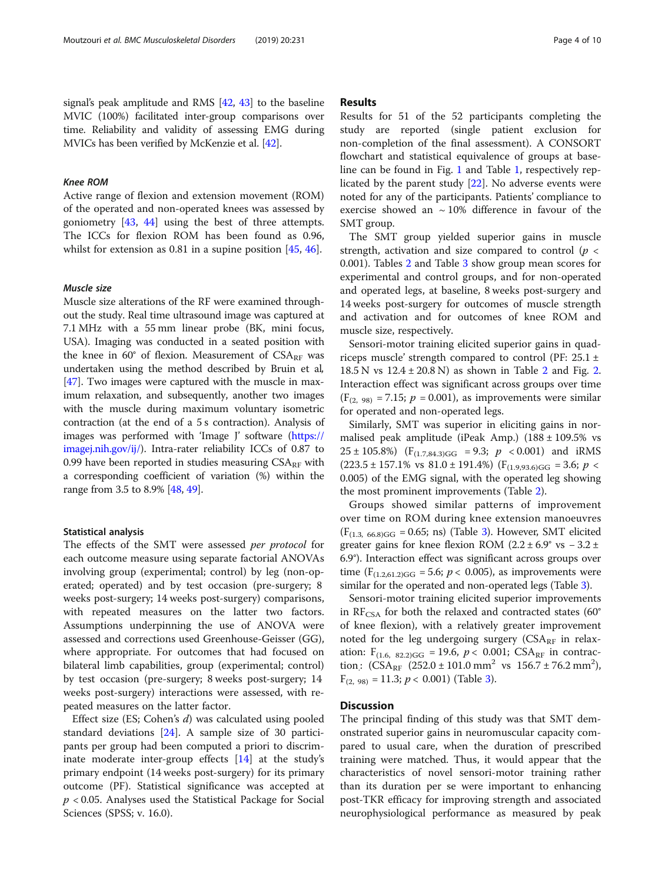signal's peak amplitude and RMS [42, 43] to the baseline MVIC (100%) facilitated inter-group comparisons over time. Reliability and validity of assessing EMG during MVICs has been verified by McKenzie et al. [42].

#### *Knee ROM*

Active range of flexion and extension movement (ROM) of the operated and non-operated knees was assessed by goniometry [43, 44] using the best of three attempts. The ICCs for flexion ROM has been found as 0.96, whilst for extension as 0.81 in a supine position [45, 46].

#### *Muscle size*

Muscle size alterations of the RF were examined throughout the study. Real time ultrasound image was captured at 7.1 MHz with a 55 mm linear probe (BK, mini focus, USA). Imaging was conducted in a seated position with the knee in 60° of flexion. Measurement of $CSA_{RF}$ was undertaken using the method described by Bruin et al, [47]. Two images were captured with the muscle in maximum relaxation, and subsequently, another two images with the muscle during maximum voluntary isometric contraction (at the end of a 5 s contraction). Analysis of images was performed with 'Image J' software (https://imagej.nih.gov/ij/). Intra-rater reliability ICCs of 0.87 to 0.99 have been reported in studies measuring $CSA_{RF}$ with a corresponding coefficient of variation (%) within the range from 3.5 to 8.9% [48, 49].

### Statistical analysis

The effects of the SMT were assessed *per protocol* for each outcome measure using separate factorial ANOVAs involving group (experimental; control) by leg (non-operated; operated) and by test occasion (pre-surgery; 8 weeks post-surgery; 14 weeks post-surgery) comparisons, with repeated measures on the latter two factors. Assumptions underpinning the use of ANOVA were assessed and corrections used Greenhouse-Geisser (GG), where appropriate. For outcomes that had focused on bilateral limb capabilities, group (experimental; control) by test occasion (pre-surgery; 8 weeks post-surgery; 14 weeks post-surgery) interactions were assessed, with repeated measures on the latter factor.

Effect size (ES; Cohen's *d*) was calculated using pooled standard deviations [24]. A sample size of 30 participants per group had been computed a priori to discriminate moderate inter-group effects [14] at the study's primary endpoint (14 weeks post-surgery) for its primary outcome (PF). Statistical significance was accepted at $p < 0.05$. Analyses used the Statistical Package for Social Sciences (SPSS; v. 16.0).

## Results

Results for 51 of the 52 participants completing the study are reported (single patient exclusion for non-completion of the final assessment). A CONSORT flowchart and statistical equivalence of groups at baseline can be found in Fig. 1 and Table 1, respectively replicated by the parent study [22]. No adverse events were noted for any of the participants. Patients' compliance to exercise showed an ~10% difference in favour of the SMT group.

The SMT group yielded superior gains in muscle strength, activation and size compared to control ($p < 0.001$). Tables 2 and Table 3 show group mean scores for experimental and control groups, and for non-operated and operated legs, at baseline, 8 weeks post-surgery and 14 weeks post-surgery for outcomes of muscle strength and activation and for outcomes of knee ROM and muscle size, respectively.

Sensori-motor training elicited superior gains in quadriceps muscle' strength compared to control (PF: 25.1 ± 18.5 N vs 12.4 ± 20.8 N) as shown in Table 2 and Fig. 2. Interaction effect was significant across groups over time ($F_{(2,\ 98)} = 7.15$; $p = 0.001$), as improvements were similar for operated and non-operated legs.

Similarly, SMT was superior in eliciting gains in normalised peak amplitude (iPeak Amp.) (188 ± 109.5% vs 25 ± 105.8%) ($F_{(1.7,84.3)GG} = 9.3$; $p < 0.001$) and iRMS (223.5 ± 157.1% vs 81.0 ± 191.4%) ($F_{(1.9,93.6)GG} = 3.6$; $p < 0.005$) of the EMG signal, with the operated leg showing the most prominent improvements (Table 2).

Groups showed similar patterns of improvement over time on ROM during knee extension manoeuvres ($F_{(1.3,\ 66.8)GG} = 0.65$; ns) (Table 3). However, SMT elicited greater gains for knee flexion ROM (2.2 ± 6.9° vs − 3.2 ± 6.9°). Interaction effect was significant across groups over time ($F_{(1.2,61.2)GG} = 5.6$; $p < 0.005$), as improvements were similar for the operated and non-operated legs (Table 3).

Sensori-motor training elicited superior improvements in $RF_{CSA}$ for both the relaxed and contracted states (60° of knee flexion), with a relatively greater improvement noted for the leg undergoing surgery ($CSA_{RF}$ in relaxation: $F_{(1.6,\ 82.2)GG} = 19.6$, $p < 0.001$; $CSA_{RF}$ in contraction: ($CSA_{RF}$ (252.0 ± 101.0 mm$^2$ vs 156.7 ± 76.2 mm$^2$), $F_{(2,\ 98)} = 11.3$; $p < 0.001$) (Table 3).

## Discussion

The principal finding of this study was that SMT demonstrated superior gains in neuromuscular capacity compared to usual care, when the duration of prescribed training were matched. Thus, it would appear that the characteristics of novel sensori-motor training rather than its duration per se were important to enhancing post-TKR efficacy for improving strength and associated neurophysiological performance as measured by peak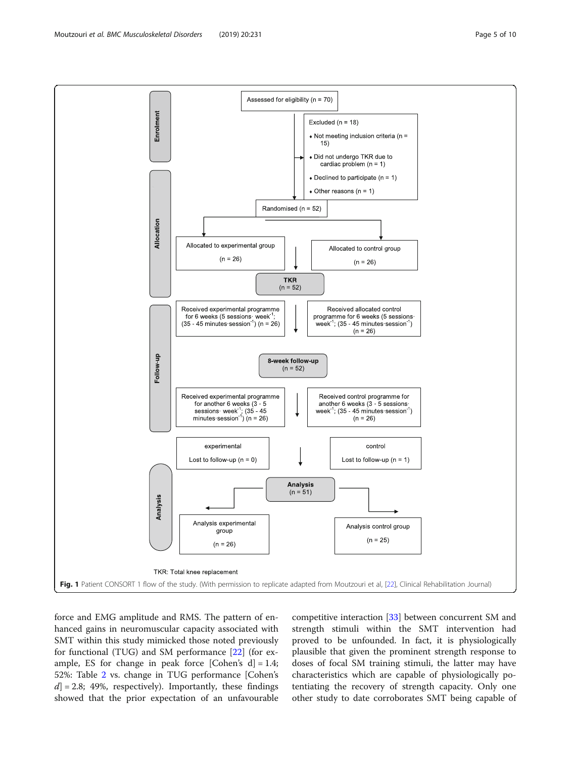Assessed for eligibility (n = 70)

Excluded (n = 18)

- Not meeting inclusion criteria (n = 15)
- Did not undergo TKR due to cardiac problem (n = 1)
- Declined to participate (n = 1)
- Other reasons (n = 1)

Randomised (n = 52)

Allocated to experimental group (n = 26)

Allocated to control group (n = 26)

TKR (n = 52)

Received experimental programme for 6 weeks (5 sessions· week$^{-1}$; (35 - 45 minutes·session$^{-1}$) (n = 26)

Received allocated control programme for 6 weeks (5 sessions· week$^{-1}$; (35 - 45 minutes·session$^{-1}$) (n = 26)

8-week follow-up (n = 52)

Received experimental programme for another 6 weeks (3 - 5 sessions· week$^{-1}$; (35 - 45 minutes·session$^{-1}$) (n = 26)

Received control programme for another 6 weeks (3 - 5 sessions· week$^{-1}$; (35 - 45 minutes·session$^{-1}$) (n = 26)

experimental Lost to follow-up (n = 0)

control Lost to follow-up (n = 1)

Analysis (n = 51)

Analysis experimental group (n = 26)

Analysis control group (n = 25)

TKR: Total knee replacement

**Fig. 1** Patient CONSORT 1 flow of the study. (With permission to replicate adapted from Moutzouri et al, [22], Clinical Rehabilitation Journal)

force and EMG amplitude and RMS. The pattern of enhanced gains in neuromuscular capacity associated with SMT within this study mimicked those noted previously for functional (TUG) and SM performance [22] (for example, ES for change in peak force [Cohen's d] = 1.4; 52%: Table 2 vs. change in TUG performance [Cohen's *d*] = 2.8; 49%, respectively). Importantly, these findings showed that the prior expectation of an unfavourable competitive interaction [33] between concurrent SM and strength stimuli within the SMT intervention had proved to be unfounded. In fact, it is physiologically plausible that given the prominent strength response to doses of focal SM training stimuli, the latter may have characteristics which are capable of physiologically potentiating the recovery of strength capacity. Only one other study to date corroborates SMT being capable of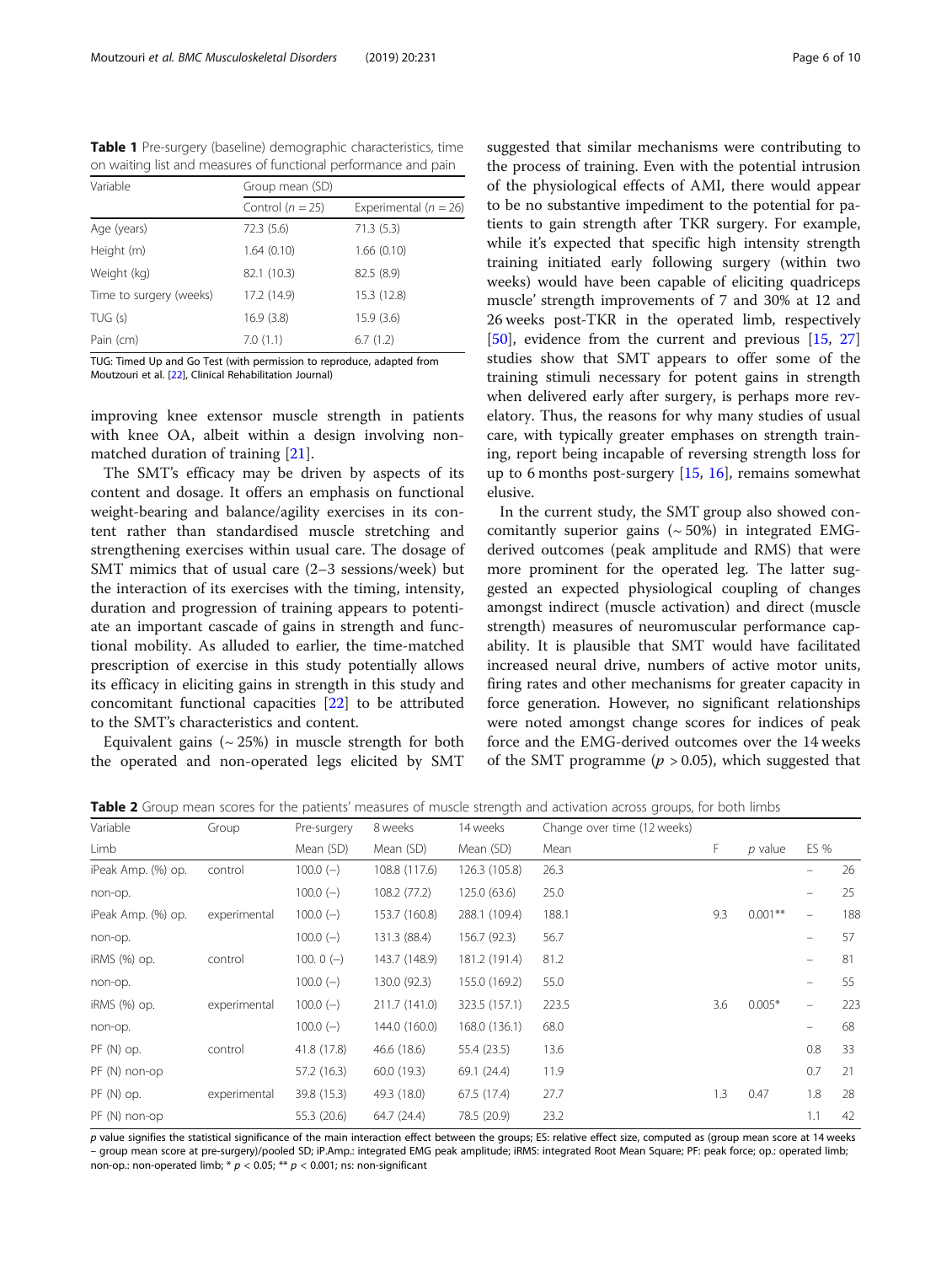**Table 1** Pre-surgery (baseline) demographic characteristics, time on waiting list and measures of functional performance and pain

| Variable | Group mean (SD) | |
|---|---|---|
| | Control ($n$ = 25) | Experimental ($n$ = 26) |
| Age (years) | 72.3 (5.6) | 71.3 (5.3) |
| Height (m) | 1.64 (0.10) | 1.66 (0.10) |
| Weight (kg) | 82.1 (10.3) | 82.5 (8.9) |
| Time to surgery (weeks) | 17.2 (14.9) | 15.3 (12.8) |
| TUG (s) | 16.9 (3.8) | 15.9 (3.6) |
| Pain (cm) | 7.0 (1.1) | 6.7 (1.2) |

TUG: Timed Up and Go Test (with permission to reproduce, adapted from Moutzouri et al. [22], Clinical Rehabilitation Journal)

improving knee extensor muscle strength in patients with knee OA, albeit within a design involving non-matched duration of training [21].

The SMT's efficacy may be driven by aspects of its content and dosage. It offers an emphasis on functional weight-bearing and balance/agility exercises in its content rather than standardised muscle stretching and strengthening exercises within usual care. The dosage of SMT mimics that of usual care (2–3 sessions/week) but the interaction of its exercises with the timing, intensity, duration and progression of training appears to potentiate an important cascade of gains in strength and functional mobility. As alluded to earlier, the time-matched prescription of exercise in this study potentially allows its efficacy in eliciting gains in strength in this study and concomitant functional capacities [22] to be attributed to the SMT's characteristics and content.

Equivalent gains (~ 25%) in muscle strength for both the operated and non-operated legs elicited by SMT suggested that similar mechanisms were contributing to the process of training. Even with the potential intrusion of the physiological effects of AMI, there would appear to be no substantive impediment to the potential for patients to gain strength after TKR surgery. For example, while it's expected that specific high intensity strength training initiated early following surgery (within two weeks) would have been capable of eliciting quadriceps muscle' strength improvements of 7 and 30% at 12 and 26 weeks post-TKR in the operated limb, respectively [50], evidence from the current and previous [15, 27] studies show that SMT appears to offer some of the training stimuli necessary for potent gains in strength when delivered early after surgery, is perhaps more revelatory. Thus, the reasons for why many studies of usual care, with typically greater emphases on strength training, report being incapable of reversing strength loss for up to 6 months post-surgery [15, 16], remains somewhat elusive.

In the current study, the SMT group also showed concomitantly superior gains (~ 50%) in integrated EMG-derived outcomes (peak amplitude and RMS) that were more prominent for the operated leg. The latter suggested an expected physiological coupling of changes amongst indirect (muscle activation) and direct (muscle strength) measures of neuromuscular performance capability. It is plausible that SMT would have facilitated increased neural drive, numbers of active motor units, firing rates and other mechanisms for greater capacity in force generation. However, no significant relationships were noted amongst change scores for indices of peak force and the EMG-derived outcomes over the 14 weeks of the SMT programme ($p$ > 0.05), which suggested that

**Table 2** Group mean scores for the patients' measures of muscle strength and activation across groups, for both limbs

| Variable | Group | Pre-surgery | 8 weeks | 14 weeks | Change over time (12 weeks) | | | | |
|---|---|---|---|---|---|---|---|---|---|
| Limb | | Mean (SD) | Mean (SD) | Mean (SD) | Mean | F | $p$ value | ES | % |
| iPeak Amp. (%) op. | control | 100.0 (–) | 108.8 (117.6) | 126.3 (105.8) | 26.3 | | | – | 26 |
| non-op. | | 100.0 (–) | 108.2 (77.2) | 125.0 (63.6) | 25.0 | | | – | 25 |
| iPeak Amp. (%) op. | experimental | 100.0 (–) | 153.7 (160.8) | 288.1 (109.4) | 188.1 | 9.3 | 0.001** | – | 188 |
| non-op. | | 100.0 (–) | 131.3 (88.4) | 156.7 (92.3) | 56.7 | | | – | 57 |
| iRMS (%) op. | control | 100. 0 (–) | 143.7 (148.9) | 181.2 (191.4) | 81.2 | | | – | 81 |
| non-op. | | 100.0 (–) | 130.0 (92.3) | 155.0 (169.2) | 55.0 | | | – | 55 |
| iRMS (%) op. | experimental | 100.0 (–) | 211.7 (141.0) | 323.5 (157.1) | 223.5 | 3.6 | 0.005* | – | 223 |
| non-op. | | 100.0 (–) | 144.0 (160.0) | 168.0 (136.1) | 68.0 | | | – | 68 |
| PF (N) op. | control | 41.8 (17.8) | 46.6 (18.6) | 55.4 (23.5) | 13.6 | | | 0.8 | 33 |
| PF (N) non-op | | 57.2 (16.3) | 60.0 (19.3) | 69.1 (24.4) | 11.9 | | | 0.7 | 21 |
| PF (N) op. | experimental | 39.8 (15.3) | 49.3 (18.0) | 67.5 (17.4) | 27.7 | 1.3 | 0.47 | 1.8 | 28 |
| PF (N) non-op | | 55.3 (20.6) | 64.7 (24.4) | 78.5 (20.9) | 23.2 | | | 1.1 | 42 |

$p$ value signifies the statistical significance of the main interaction effect between the groups; ES: relative effect size, computed as (group mean score at 14 weeks – group mean score at pre-surgery)/pooled SD; iP.Amp.: integrated EMG peak amplitude; iRMS: integrated Root Mean Square; PF: peak force; op.: operated limb; non-op.: non-operated limb; * $p$ < 0.05; ** $p$ < 0.001; ns: non-significant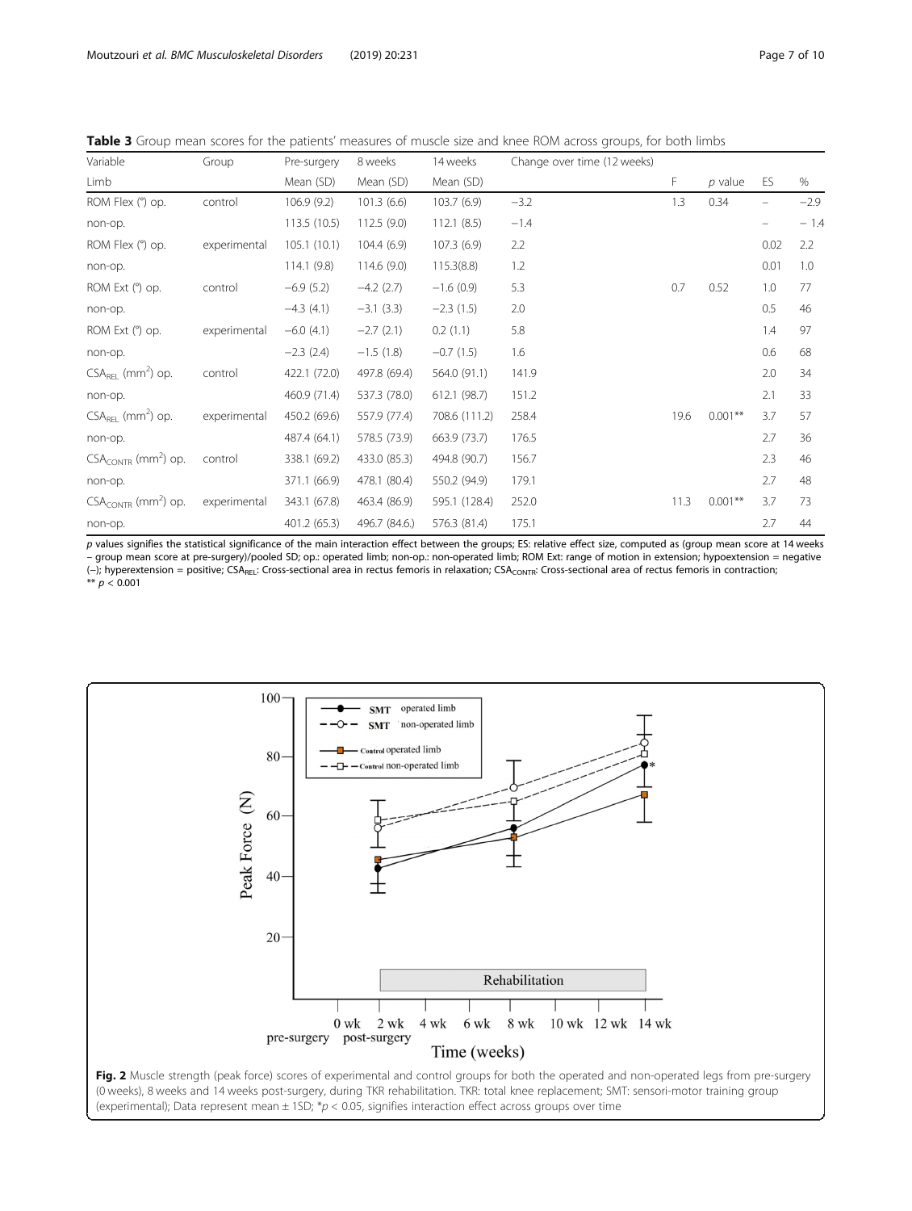**Table 3** Group mean scores for the patients' measures of muscle size and knee ROM across groups, for both limbs

| Variable | Group | Pre-surgery | 8 weeks | 14 weeks | Change over time (12 weeks) | | | | |
|---|---|---|---|---|---|---|---|---|---|
| Limb | | Mean (SD) | Mean (SD) | Mean (SD) | | F | *p* value | ES | % |
| ROM Flex (°) op. | control | 106.9 (9.2) | 101.3 (6.6) | 103.7 (6.9) | −3.2 | 1.3 | 0.34 | – | −2.9 |
| non-op. | | 113.5 (10.5) | 112.5 (9.0) | 112.1 (8.5) | −1.4 | | | – | − 1.4 |
| ROM Flex (°) op. | experimental | 105.1 (10.1) | 104.4 (6.9) | 107.3 (6.9) | 2.2 | | | 0.02 | 2.2 |
| non-op. | | 114.1 (9.8) | 114.6 (9.0) | 115.3(8.8) | 1.2 | | | 0.01 | 1.0 |
| ROM Ext (°) op. | control | −6.9 (5.2) | −4.2 (2.7) | −1.6 (0.9) | 5.3 | 0.7 | 0.52 | 1.0 | 77 |
| non-op. | | −4.3 (4.1) | −3.1 (3.3) | −2.3 (1.5) | 2.0 | | | 0.5 | 46 |
| ROM Ext (°) op. | experimental | −6.0 (4.1) | −2.7 (2.1) | 0.2 (1.1) | 5.8 | | | 1.4 | 97 |
| non-op. | | −2.3 (2.4) | −1.5 (1.8) | −0.7 (1.5) | 1.6 | | | 0.6 | 68 |
| $CSA_{REL}$ ($mm^2$) op. | control | 422.1 (72.0) | 497.8 (69.4) | 564.0 (91.1) | 141.9 | | | 2.0 | 34 |
| non-op. | | 460.9 (71.4) | 537.3 (78.0) | 612.1 (98.7) | 151.2 | | | 2.1 | 33 |
| $CSA_{REL}$ ($mm^2$) op. | experimental | 450.2 (69.6) | 557.9 (77.4) | 708.6 (111.2) | 258.4 | 19.6 | 0.001** | 3.7 | 57 |
| non-op. | | 487.4 (64.1) | 578.5 (73.9) | 663.9 (73.7) | 176.5 | | | 2.7 | 36 |
| $CSA_{CONTR}$ ($mm^2$) op. | control | 338.1 (69.2) | 433.0 (85.3) | 494.8 (90.7) | 156.7 | | | 2.3 | 46 |
| non-op. | | 371.1 (66.9) | 478.1 (80.4) | 550.2 (94.9) | 179.1 | | | 2.7 | 48 |
| $CSA_{CONTR}$ ($mm^2$) op. | experimental | 343.1 (67.8) | 463.4 (86.9) | 595.1 (128.4) | 252.0 | 11.3 | 0.001** | 3.7 | 73 |
| non-op. | | 401.2 (65.3) | 496.7 (84.6.) | 576.3 (81.4) | 175.1 | | | 2.7 | 44 |

*p* values signifies the statistical significance of the main interaction effect between the groups; ES: relative effect size, computed as (group mean score at 14 weeks − group mean score at pre-surgery)/pooled SD; op.: operated limb; non-op.: non-operated limb; ROM Ext: range of motion in extension; hypoextension = negative (−); hyperextension = positive; $CSA_{REL}$: Cross-sectional area in rectus femoris in relaxation; $CSA_{CONTR}$: Cross-sectional area of rectus femoris in contraction;
** $p < 0.001$

**Fig. 2** Muscle strength (peak force) scores of experimental and control groups for both the operated and non-operated legs from pre-surgery (0 weeks), 8 weeks and 14 weeks post-surgery, during TKR rehabilitation. TKR: total knee replacement; SMT: sensori-motor training group (experimental); Data represent mean ± 1SD; *$p < 0.05$, signifies interaction effect across groups over time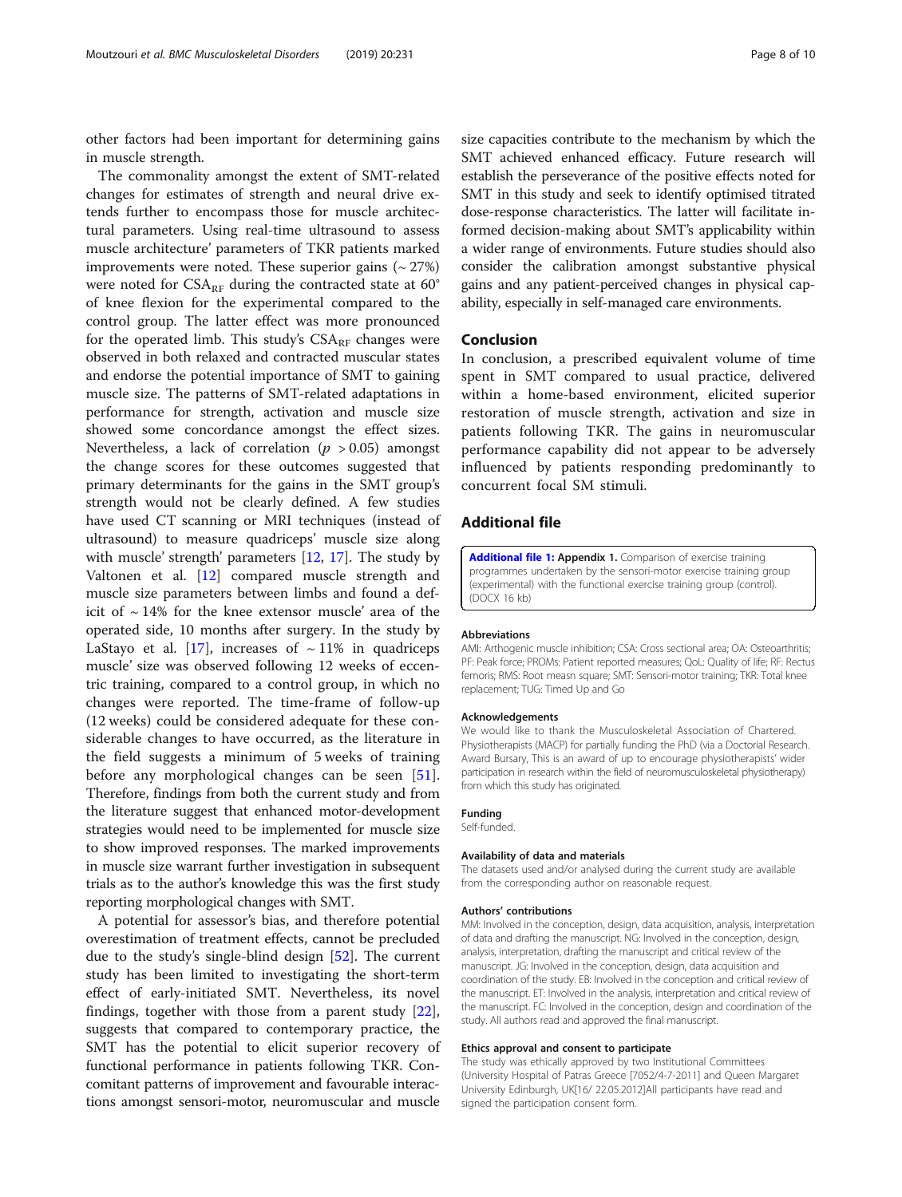other factors had been important for determining gains in muscle strength.

The commonality amongst the extent of SMT-related changes for estimates of strength and neural drive extends further to encompass those for muscle architectural parameters. Using real-time ultrasound to assess muscle architecture' parameters of TKR patients marked improvements were noted. These superior gains (~ 27%) were noted for $CSA_{RF}$ during the contracted state at 60° of knee flexion for the experimental compared to the control group. The latter effect was more pronounced for the operated limb. This study's $CSA_{RF}$ changes were observed in both relaxed and contracted muscular states and endorse the potential importance of SMT to gaining muscle size. The patterns of SMT-related adaptations in performance for strength, activation and muscle size showed some concordance amongst the effect sizes. Nevertheless, a lack of correlation ($p > 0.05$) amongst the change scores for these outcomes suggested that primary determinants for the gains in the SMT group's strength would not be clearly defined. A few studies have used CT scanning or MRI techniques (instead of ultrasound) to measure quadriceps' muscle size along with muscle' strength' parameters [12, 17]. The study by Valtonen et al. [12] compared muscle strength and muscle size parameters between limbs and found a deficit of ~ 14% for the knee extensor muscle' area of the operated side, 10 months after surgery. In the study by LaStayo et al. [17], increases of ~ 11% in quadriceps muscle' size was observed following 12 weeks of eccentric training, compared to a control group, in which no changes were reported. The time-frame of follow-up (12 weeks) could be considered adequate for these considerable changes to have occurred, as the literature in the field suggests a minimum of 5 weeks of training before any morphological changes can be seen [51]. Therefore, findings from both the current study and from the literature suggest that enhanced motor-development strategies would need to be implemented for muscle size to show improved responses. The marked improvements in muscle size warrant further investigation in subsequent trials as to the author's knowledge this was the first study reporting morphological changes with SMT.

A potential for assessor's bias, and therefore potential overestimation of treatment effects, cannot be precluded due to the study's single-blind design [52]. The current study has been limited to investigating the short-term effect of early-initiated SMT. Nevertheless, its novel findings, together with those from a parent study [22], suggests that compared to contemporary practice, the SMT has the potential to elicit superior recovery of functional performance in patients following TKR. Concomitant patterns of improvement and favourable interactions amongst sensori-motor, neuromuscular and muscle size capacities contribute to the mechanism by which the SMT achieved enhanced efficacy. Future research will establish the perseverance of the positive effects noted for SMT in this study and seek to identify optimised titrated dose-response characteristics. The latter will facilitate informed decision-making about SMT's applicability within a wider range of environments. Future studies should also consider the calibration amongst substantive physical gains and any patient-perceived changes in physical capability, especially in self-managed care environments.

## Conclusion

In conclusion, a prescribed equivalent volume of time spent in SMT compared to usual practice, delivered within a home-based environment, elicited superior restoration of muscle strength, activation and size in patients following TKR. The gains in neuromuscular performance capability did not appear to be adversely influenced by patients responding predominantly to concurrent focal SM stimuli.

## Additional file

**Additional file 1: Appendix 1.** Comparison of exercise training programmes undertaken by the sensori-motor exercise training group (experimental) with the functional exercise training group (control). (DOCX 16 kb)

#### Abbreviations

AMI: Arthogenic muscle inhibition; CSA: Cross sectional area; OA: Osteoarthritis; PF: Peak force; PROMs: Patient reported measures; QoL: Quality of life; RF: Rectus femoris; RMS: Root measn square; SMT: Sensori-motor training; TKR: Total knee replacement; TUG: Timed Up and Go

#### Acknowledgements

We would like to thank the Musculoskeletal Association of Chartered. Physiotherapists (MACP) for partially funding the PhD (via a Doctorial Research. Award Bursary, This is an award of up to encourage physiotherapists' wider participation in research within the field of neuromusculoskeletal physiotherapy) from which this study has originated.

#### Funding

Self-funded.

#### Availability of data and materials

The datasets used and/or analysed during the current study are available from the corresponding author on reasonable request.

#### Authors' contributions

MM: Involved in the conception, design, data acquisition, analysis, interpretation of data and drafting the manuscript. NG: Involved in the conception, design, analysis, interpretation, drafting the manuscript and critical review of the manuscript. JG: Involved in the conception, design, data acquisition and coordination of the study. EB: Involved in the conception and critical review of the manuscript. ET: Involved in the analysis, interpretation and critical review of the manuscript. FC: Involved in the conception, design and coordination of the study. All authors read and approved the final manuscript.

#### Ethics approval and consent to participate

The study was ethically approved by two Institutional Committees (University Hospital of Patras Greece [7052/4-7-2011] and Queen Margaret University Edinburgh, UK[16/ 22.05.2012]All participants have read and signed the participation consent form.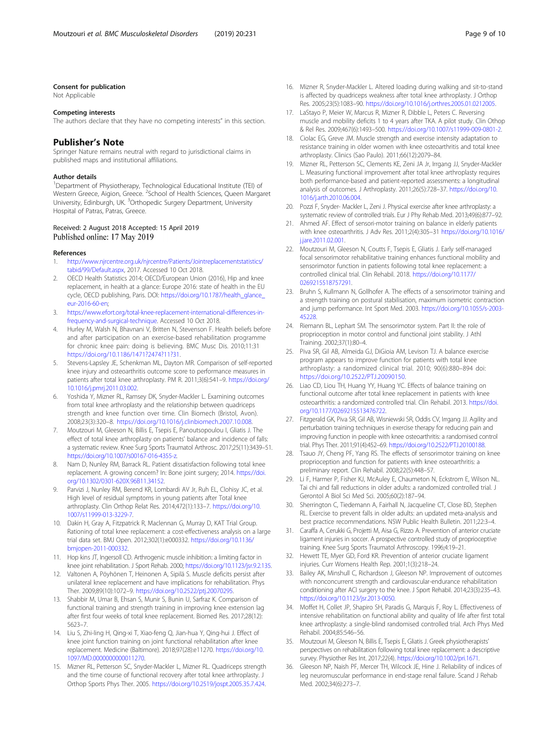### Consent for publication

Not Applicable

### Competing interests

The authors declare that they have no competing interests" in this section.

## Publisher's Note

Springer Nature remains neutral with regard to jurisdictional claims in published maps and institutional affiliations.

### Author details

[1]Department of Physiotherapy, Technological Educational Institute (TEI) of Western Greece, Aigion, Greece. [2]School of Health Sciences, Queen Margaret University, Edinburgh, UK. [3]Orthopedic Surgery Department, University Hospital of Patras, Patras, Greece.

Received: 2 August 2018 Accepted: 15 April 2019
Published online: 17 May 2019

### References

1. http://www.njrcentre.org.uk/njrcentre/Patients/Jointreplacementstatistics/tabid/99/Default.aspx, 2017. Accessed 10 Oct 2018.
2. OECD Health Statistics 2014; OECD/European Union (2016), Hip and knee replacement, in health at a glance: Europe 2016: state of health in the EU cycle, OECD publishing, Paris. DOI: https://doi.org/10.1787/health_glance_eur-2016-60-en;
3. https://www.efort.org/total-knee-replacement-international-differences-in-frequency-and-surgical-technique. Accessed 10 Oct 2018.
4. Hurley M, Walsh N, Bhavnani V, Britten N, Stevenson F. Health beliefs before and after participation on an exercise-based rehabilitation programme for chronic knee pain: doing is believing. BMC Musc Dis. 2010;11:31 https://doi.org/10.1186/1471?2474?11?31.
5. Stevens-Lapsley JE, Schenkman ML, Dayton MR. Comparison of self-reported knee injury and osteoarthritis outcome score to performance measures in patients after total knee arthroplasty. PM R. 2011;3(6):541–9. https://doi.org/10.1016/j.pmrj.2011.03.002.
6. Yoshida Y, Mizner RL, Ramsey DK, Snyder-Mackler L. Examining outcomes from total knee arthroplasty and the relationship between quadriceps strength and knee function over time. Clin Biomech (Bristol, Avon). 2008;23(3):320–8. https://doi.org/10.1016/j.clinbiomech.2007.10.008.
7. Moutzouri M, Gleeson N, Billis E, Tsepis E, Panoutsopoulou I, Gliatis J. The effect of total knee arthroplasty on patients' balance and incidence of falls: a systematic review. Knee Surg Sports Traumatol Arthrosc. 2017;25(11):3439–51. https://doi.org/10.1007/s00167-016-4355-z.
8. Nam D, Nunley RM, Barrack RL. Patient dissatisfaction following total knee replacement. A growing concern? In: Bone joint surgery; 2014. https://doi.org/10.1302/0301-620X.96B11.34152.
9. Parvizi J, Nunley RM, Berend KR, Lombardi AV Jr, Ruh EL, Clohisy JC, et al. High level of residual symptoms in young patients after Total knee arthroplasty. Clin Orthop Relat Res. 2014;472(1):133–7. https://doi.org/10.1007/s11999-013-3229-7.
10. Dakin H, Gray A, Fitzpatrick R, Maclennan G, Murray D, KAT Trial Group. Rationing of total knee replacement: a cost-effectiveness analysis on a large trial data set. BMJ Open. 2012;302(1):e000332. https://doi.org/10.1136/bmjopen-2011-000332.
11. Hop kins JT, Ingersoll CD. Arthrogenic muscle inhibition: a limiting factor in knee joint rehabilitation. J Sport Rehab. 2000; https://doi.org/10.1123/jsr.9.2.135.
12. Valtonen A, Pöyhönen T, Heinonen A, Sipilä S. Muscle deficits persist after unilateral knee replacement and have implications for rehabilitation. Phys Ther. 2009;89(10):1072–9. https://doi.org/10.2522/ptj.20070295.
13. Shabbir M, Umar B, Ehsan S, Munir S, Bunin U, Sarfraz K. Comparison of functional training and strength training in improving knee extension lag after first four weeks of total knee replacement. Biomed Res. 2017;28(12):5623–7.
14. Liu S, Zhi-ling H, Qing-xi T, Xiao-feng Q, Jian-hua Y, Qing-hui J. Effect of knee joint function training on joint functional rehabilitation after knee replacement. Medicine (Baltimore). 2018;97(28):e11270. https://doi.org/10.1097/MD.0000000000011270.
15. Mizner RL, Petterson SC, Snyder-Mackler L, Mizner RL. Quadriceps strength and the time course of functional recovery after total knee arthroplasty. J Orthop Sports Phys Ther. 2005. https://doi.org/10.2519/jospt.2005.35.7.424.
16. Mizner R, Snyder-Mackler L. Altered loading during walking and sit-to-stand is affected by quadriceps weakness after total knee arthroplasty. J Orthop Res. 2005;23(5):1083–90. https://doi.org/10.1016/j.orthres.2005.01.0212005.
17. LaStayo P, Meier W, Marcus R, Mizner R, Dibble L, Peters C. Reversing muscle and mobility deficits 1 to 4 years after TKA. A pilot study. Clin Othop & Rel Res. 2009;467(6):1493–500. https://doi.org/10.1007/s11999-009-0801-2.
18. Ciolac EG, Greve JM. Muscle strength and exercise intensity adaptation to resistance training in older women with knee osteoarthritis and total knee arthroplasty. Clinics (Sao Paulo). 2011;66(12):2079–84.
19. Mizner RL, Petterson SC, Clements KE, Zeni JA Jr, Irrgang JJ, Snyder-Mackler L. Measuring functional improvement after total knee arthroplasty requires both performance-based and patient-reported assessments: a longitudinal analysis of outcomes. J Arthroplasty. 2011;26(5):728–37. https://doi.org/10.1016/j.arth.2010.06.004.
20. Pozzi F, Snyder- Mackler L, Zeni J. Physical exercise after knee arthroplasty: a systematic review of controlled trials. Eur J Phy Rehab Med. 2013;49(6):877–92.
21. Ahmed AF. Effect of sensori-motor training on balance in elderly patients with knee osteoarthritis. J Adv Res. 2011;2(4):305–31 https://doi.org/10.1016/j.jare.2011.02.001.
22. Moutzouri M, Gleeson N, Coutts F, Tsepis E, Gliatis J. Early self-managed focal sensorimotor rehabilitative training enhances functional mobility and sensorimotor function in patients following total knee replacement: a controlled clinical trial. Clin Rehabil. 2018. https://doi.org/10.1177/0269215518757291.
23. Bruhn S, Kullmann N, Gollhofer A. The effects of a sensorimotor training and a strength training on postural stabilisation, maximum isometric contraction and jump performance. Int Sport Med. 2003. https://doi.org/10.1055/s-2003-45228.
24. Riemann BL, Lephart SM. The sensorimotor system. Part II: the role of proprioception in motor control and functional joint stability. J Athl Training. 2002;37(1):80–4.
25. Piva SR, Gil AB, Almeida GJ, DiGioia AM, Levison TJ. A balance exercise program appears to improve function for patients with total knee arthroplasty: a randomized clinical trial. 2010; 90(6):880–894 doi: https://doi.org/10.2522/PTJ.20090150.
26. Liao CD, Liou TH, Huang YY, Huang YC. Effects of balance training on functional outcome after total knee replacement in patients with knee osteoarthritis: a randomized controlled trial. Clin Rehabil. 2013. https://doi.org/10.1177/0269215513476722.
27. Fitzgerald GK, Piva SR, Gil AB, Wisniewski SR, Oddis CV, Irrgang JJ. Agility and perturbation training techniques in exercise therapy for reducing pain and improving function in people with knee osteoarthritis: a randomised control trial. Phys Ther. 2011;91(4):452–69. https://doi.org/10.2522/PTJ.20100188.
28. Tsauo JY, Cheng PF, Yang RS. The effects of sensorimotor training on knee proprioception and function for patients with knee osteoarthritis: a preliminary report. Clin Rehabil. 2008;22(5):448–57.
29. Li F, Harmer P, Fisher KJ, McAuley E, Chaumeton N, Eckstrom E, Wilson NL. Tai chi and fall reductions in older adults: a randomized controlled trial. J Gerontol A Biol Sci Med Sci. 2005;60(2):187–94.
30. Sherrington C, Tiedemann A, Fairhall N, Jacqueline CT, Close BD, Stephen RL. Exercise to prevent falls in older adults: an updated meta-analysis and best practice recommendations. NSW Public Health Bulletin. 2011;22:3–4.
31. Caraffa A, Cerukki G, Projetti M, Aisa G, Rizzo A. Prevention of anterior cruciate ligament injuries in soccer. A prospective controlled study of proprioceptive training. Knee Surg Sports Traumatol Arthroscopy. 1996;4:19–21.
32. Hewett TE, Myer GD, Ford KR. Prevention of anterior cruciate ligament injuries. Curr Womens Health Rep. 2001;1(3):218–24.
33. Bailey AK, Minshull C, Richardson J, Gleeson NP. Improvement of outcomes with nonconcurrent strength and cardiovascular-endurance rehabilitation conditioning after ACI surgery to the knee. J Sport Rehabil. 2014;23(3):235–43. https://doi.org/10.1123/jsr.2013-0050.
34. Moffet H, Collet JP, Shapiro SH, Paradis G, Marquis F, Roy L. Effectiveness of intensive rehabilitation on functional ability and quality of life after first total knee arthroplasty: a single-blind randomised controlled trial. Arch Phys Med Rehabil. 2004;85:546–56.
35. Moutzouri M, Gleeson N, Billis E, Tsepis E, Gliatis J. Greek physiotherapists' perspectives on rehabilitation following total knee replacement: a descriptive survey. Physiother Res Int. 2017;22(4). https://doi.org/10.1002/pri.1671.
36. Gleeson NP, Naish PF, Mercer TH, Wilcock JE, Hine J. Reliability of indices of leg neuromuscular performance in end-stage renal failure. Scand J Rehab Med. 2002;34(6):273–7.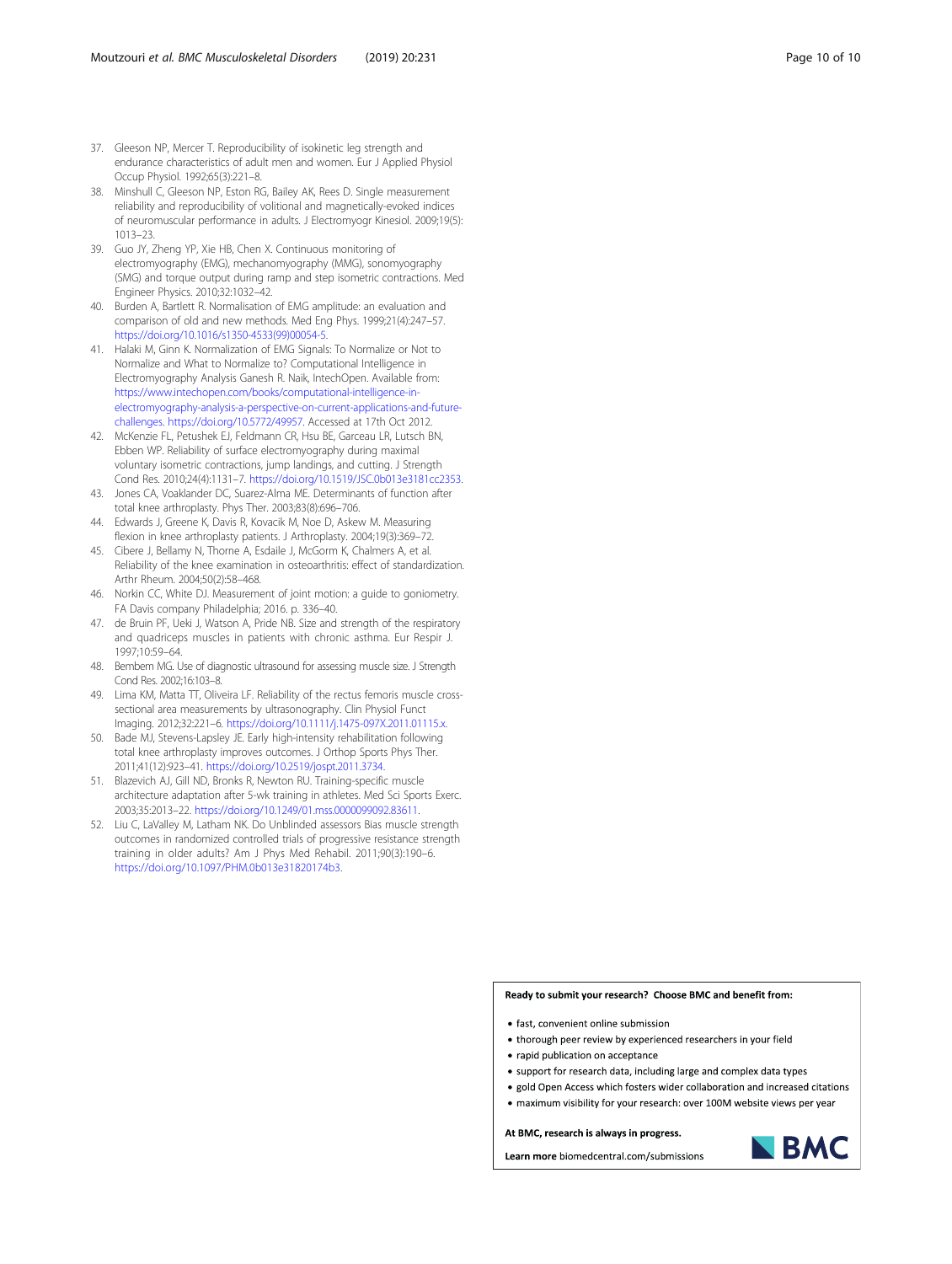37. Gleeson NP, Mercer T. Reproducibility of isokinetic leg strength and endurance characteristics of adult men and women. Eur J Applied Physiol Occup Physiol. 1992;65(3):221–8.
38. Minshull C, Gleeson NP, Eston RG, Bailey AK, Rees D. Single measurement reliability and reproducibility of volitional and magnetically-evoked indices of neuromuscular performance in adults. J Electromyogr Kinesiol. 2009;19(5): 1013–23.
39. Guo JY, Zheng YP, Xie HB, Chen X. Continuous monitoring of electromyography (EMG), mechanomyography (MMG), sonomyography (SMG) and torque output during ramp and step isometric contractions. Med Engineer Physics. 2010;32:1032–42.
40. Burden A, Bartlett R. Normalisation of EMG amplitude: an evaluation and comparison of old and new methods. Med Eng Phys. 1999;21(4):247–57. https://doi.org/10.1016/s1350-4533(99)00054-5.
41. Halaki M, Ginn K. Normalization of EMG Signals: To Normalize or Not to Normalize and What to Normalize to? Computational Intelligence in Electromyography Analysis Ganesh R. Naik, IntechOpen. Available from: https://www.intechopen.com/books/computational-intelligence-in-electromyography-analysis-a-perspective-on-current-applications-and-future-challenges. https://doi.org/10.5772/49957. Accessed at 17th Oct 2012.
42. McKenzie FL, Petushek EJ, Feldmann CR, Hsu BE, Garceau LR, Lutsch BN, Ebben WP. Reliability of surface electromyography during maximal voluntary isometric contractions, jump landings, and cutting. J Strength Cond Res. 2010;24(4):1131–7. https://doi.org/10.1519/JSC.0b013e3181cc2353.
43. Jones CA, Voaklander DC, Suarez-Alma ME. Determinants of function after total knee arthroplasty. Phys Ther. 2003;83(8):696–706.
44. Edwards J, Greene K, Davis R, Kovacik M, Noe D, Askew M. Measuring flexion in knee arthroplasty patients. J Arthroplasty. 2004;19(3):369–72.
45. Cibere J, Bellamy N, Thorne A, Esdaile J, McGorm K, Chalmers A, et al. Reliability of the knee examination in osteoarthritis: effect of standardization. Arthr Rheum. 2004;50(2):58–468.
46. Norkin CC, White DJ. Measurement of joint motion: a guide to goniometry. FA Davis company Philadelphia; 2016. p. 336–40.
47. de Bruin PF, Ueki J, Watson A, Pride NB. Size and strength of the respiratory and quadriceps muscles in patients with chronic asthma. Eur Respir J. 1997;10:59–64.
48. Bembem MG. Use of diagnostic ultrasound for assessing muscle size. J Strength Cond Res. 2002;16:103–8.
49. Lima KM, Matta TT, Oliveira LF. Reliability of the rectus femoris muscle cross-sectional area measurements by ultrasonography. Clin Physiol Funct Imaging. 2012;32:221–6. https://doi.org/10.1111/j.1475-097X.2011.01115.x.
50. Bade MJ, Stevens-Lapsley JE. Early high-intensity rehabilitation following total knee arthroplasty improves outcomes. J Orthop Sports Phys Ther. 2011;41(12):923–41. https://doi.org/10.2519/jospt.2011.3734.
51. Blazevich AJ, Gill ND, Bronks R, Newton RU. Training-specific muscle architecture adaptation after 5-wk training in athletes. Med Sci Sports Exerc. 2003;35:2013–22. https://doi.org/10.1249/01.mss.0000099092.83611.
52. Liu C, LaValley M, Latham NK. Do Unblinded assessors Bias muscle strength outcomes in randomized controlled trials of progressive resistance strength training in older adults? Am J Phys Med Rehabil. 2011;90(3):190–6. https://doi.org/10.1097/PHM.0b013e31820174b3.

**Ready to submit your research? Choose BMC and benefit from:**

- fast, convenient online submission
- thorough peer review by experienced researchers in your field
- rapid publication on acceptance
- support for research data, including large and complex data types
- gold Open Access which fosters wider collaboration and increased citations
- maximum visibility for your research: over 100M website views per year

**At BMC, research is always in progress.**

**Learn more** biomedcentral.com/submissions

BMC